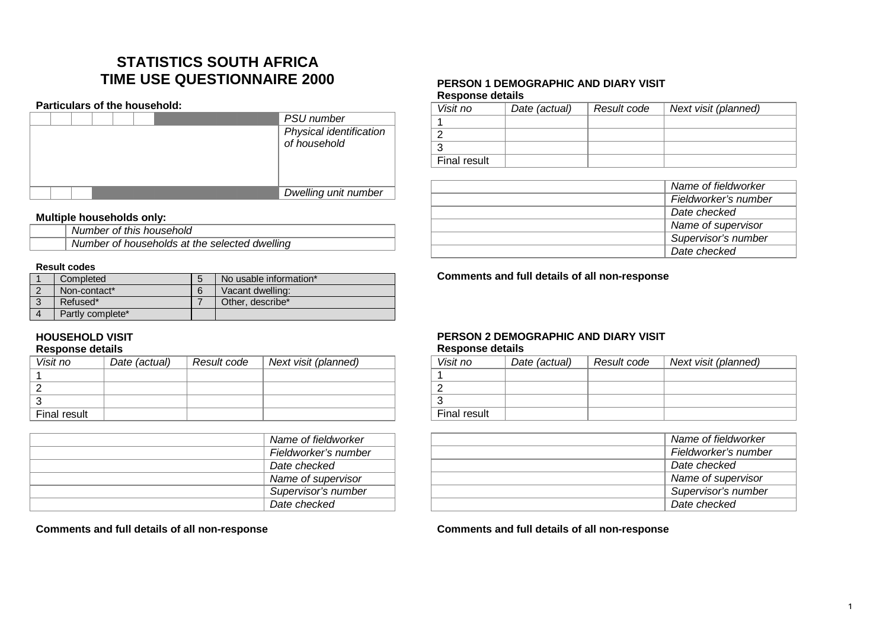# STATISTICS SOUTH AFRICA
# TIME USE QUESTIONNAIRE 2000

**Particulars of the household:**

| | | | | | | | |
|---|---|---|---|---|---|---|---|
| | | | | | | | *PSU number* |
| | | | | | | | *Physical identification of household* |
| | | | | | | | *Dwelling unit number* |

**Multiple households only:**

| | |
|---|---|
| | *Number of this household* |
| | *Number of households at the selected dwelling* |

**Result codes**

| | | | |
|---|---|---|---|
| 1 | Completed | 5 | No usable information* |
| 2 | Non-contact* | 6 | Vacant dwelling: |
| 3 | Refused* | 7 | Other, describe* |
| 4 | Partly complete* | | |

### HOUSEHOLD VISIT

**Response details**

| *Visit no* | *Date (actual)* | *Result code* | *Next visit (planned)* |
|---|---|---|---|
| 1 | | | |
| 2 | | | |
| 3 | | | |
| Final result | | | |

| | |
|---|---|
| | *Name of fieldworker* |
| | *Fieldworker's number* |
| | *Date checked* |
| | *Name of supervisor* |
| | *Supervisor's number* |
| | *Date checked* |

**Comments and full details of all non-response**

### PERSON 1 DEMOGRAPHIC AND DIARY VISIT

**Response details**

| *Visit no* | *Date (actual)* | *Result code* | *Next visit (planned)* |
|---|---|---|---|
| 1 | | | |
| 2 | | | |
| 3 | | | |
| Final result | | | |

| | |
|---|---|
| | *Name of fieldworker* |
| | *Fieldworker's number* |
| | *Date checked* |
| | *Name of supervisor* |
| | *Supervisor's number* |
| | *Date checked* |

**Comments and full details of all non-response**

### PERSON 2 DEMOGRAPHIC AND DIARY VISIT

**Response details**

| *Visit no* | *Date (actual)* | *Result code* | *Next visit (planned)* |
|---|---|---|---|
| 1 | | | |
| 2 | | | |
| 3 | | | |
| Final result | | | |

| | |
|---|---|
| | *Name of fieldworker* |
| | *Fieldworker's number* |
| | *Date checked* |
| | *Name of supervisor* |
| | *Supervisor's number* |
| | *Date checked* |

**Comments and full details of all non-response**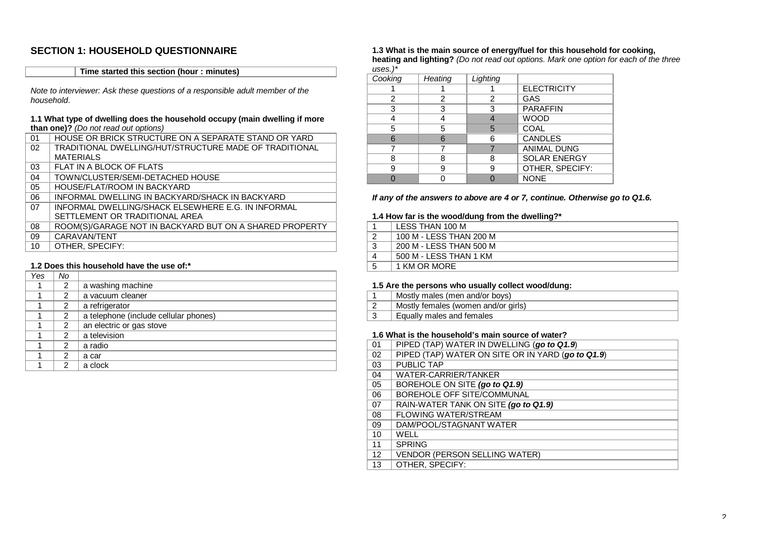## SECTION 1: HOUSEHOLD QUESTIONNAIRE

| | Time started this section (hour : minutes) |
|---|---|

*Note to interviewer: Ask these questions of a responsible adult member of the household.*

**1.1 What type of dwelling does the household occupy (main dwelling if more than one)?** *(Do not read out options)*

| | |
|---|---|
| 01 | HOUSE OR BRICK STRUCTURE ON A SEPARATE STAND OR YARD |
| 02 | TRADITIONAL DWELLING/HUT/STRUCTURE MADE OF TRADITIONAL MATERIALS |
| 03 | FLAT IN A BLOCK OF FLATS |
| 04 | TOWN/CLUSTER/SEMI-DETACHED HOUSE |
| 05 | HOUSE/FLAT/ROOM IN BACKYARD |
| 06 | INFORMAL DWELLING IN BACKYARD/SHACK IN BACKYARD |
| 07 | INFORMAL DWELLING/SHACK ELSEWHERE E.G. IN INFORMAL SETTLEMENT OR TRADITIONAL AREA |
| 08 | ROOM(S)/GARAGE NOT IN BACKYARD BUT ON A SHARED PROPERTY |
| 09 | CARAVAN/TENT |
| 10 | OTHER, SPECIFY: |

**1.2 Does this household have the use of:***

| *Yes* | *No* | |
|---|---|---|
| 1 | 2 | a washing machine |
| 1 | 2 | a vacuum cleaner |
| 1 | 2 | a refrigerator |
| 1 | 2 | a telephone (include cellular phones) |
| 1 | 2 | an electric or gas stove |
| 1 | 2 | a television |
| 1 | 2 | a radio |
| 1 | 2 | a car |
| 1 | 2 | a clock |

**1.3 What is the main source of energy/fuel for this household for cooking, heating and lighting?** *(Do not read out options. Mark one option for each of the three uses.)**

| *Cooking* | *Heating* | *Lighting* | |
|---|---|---|---|
| 1 | 1 | 1 | ELECTRICITY |
| 2 | 2 | 2 | GAS |
| 3 | 3 | 3 | PARAFFIN |
| 4 | 4 | 4 | WOOD |
| 5 | 5 | 5 | COAL |
| 6 | 6 | 6 | CANDLES |
| 7 | 7 | 7 | ANIMAL DUNG |
| 8 | 8 | 8 | SOLAR ENERGY |
| 9 | 9 | 9 | OTHER, SPECIFY: |
| 0 | 0 | 0 | NONE |

***If any of the answers to above are 4 or 7, continue. Otherwise go to Q1.6.***

**1.4 How far is the wood/dung from the dwelling?***

| | |
|---|---|
| 1 | LESS THAN 100 M |
| 2 | 100 M - LESS THAN 200 M |
| 3 | 200 M - LESS THAN 500 M |
| 4 | 500 M - LESS THAN 1 KM |
| 5 | 1 KM OR MORE |

**1.5 Are the persons who usually collect wood/dung:**

| | |
|---|---|
| 1 | Mostly males (men and/or boys) |
| 2 | Mostly females (women and/or girls) |
| 3 | Equally males and females |

**1.6 What is the household's main source of water?**

| | |
|---|---|
| 01 | PIPED (TAP) WATER IN DWELLING (***go to Q1.9***) |
| 02 | PIPED (TAP) WATER ON SITE OR IN YARD (***go to Q1.9***) |
| 03 | PUBLIC TAP |
| 04 | WATER-CARRIER/TANKER |
| 05 | BOREHOLE ON SITE ***(go to Q1.9)*** |
| 06 | BOREHOLE OFF SITE/COMMUNAL |
| 07 | RAIN-WATER TANK ON SITE ***(go to Q1.9)*** |
| 08 | FLOWING WATER/STREAM |
| 09 | DAM/POOL/STAGNANT WATER |
| 10 | WELL |
| 11 | SPRING |
| 12 | VENDOR (PERSON SELLING WATER) |
| 13 | OTHER, SPECIFY: |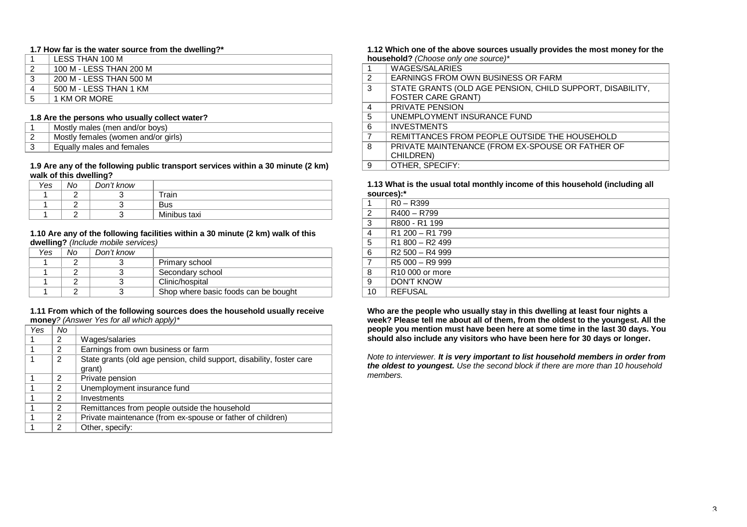**1.7 How far is the water source from the dwelling?***

| | |
|---|---|
| 1 | LESS THAN 100 M |
| 2 | 100 M - LESS THAN 200 M |
| 3 | 200 M - LESS THAN 500 M |
| 4 | 500 M - LESS THAN 1 KM |
| 5 | 1 KM OR MORE |

**1.8 Are the persons who usually collect water?**

| | |
|---|---|
| 1 | Mostly males (men and/or boys) |
| 2 | Mostly females (women and/or girls) |
| 3 | Equally males and females |

**1.9 Are any of the following public transport services within a 30 minute (2 km) walk of this dwelling?**

| *Yes* | *No* | *Don't know* | |
|---|---|---|---|
| 1 | 2 | 3 | Train |
| 1 | 2 | 3 | Bus |
| 1 | 2 | 3 | Minibus taxi |

**1.10 Are any of the following facilities within a 30 minute (2 km) walk of this dwelling?** *(Include mobile services)*

| *Yes* | *No* | *Don't know* | |
|---|---|---|---|
| 1 | 2 | 3 | Primary school |
| 1 | 2 | 3 | Secondary school |
| 1 | 2 | 3 | Clinic/hospital |
| 1 | 2 | 3 | Shop where basic foods can be bought |

**1.11 From which of the following sources does the household usually receive money***? (Answer Yes for all which apply)**

| *Yes* | *No* | |
|---|---|---|
| 1 | 2 | Wages/salaries |
| 1 | 2 | Earnings from own business or farm |
| 1 | 2 | State grants (old age pension, child support, disability, foster care grant) |
| 1 | 2 | Private pension |
| 1 | 2 | Unemployment insurance fund |
| 1 | 2 | Investments |
| 1 | 2 | Remittances from people outside the household |
| 1 | 2 | Private maintenance (from ex-spouse or father of children) |
| 1 | 2 | Other, specify: |

**1.12 Which one of the above sources usually provides the most money for the household?** *(Choose only one source)**

| | |
|---|---|
| 1 | WAGES/SALARIES |
| 2 | EARNINGS FROM OWN BUSINESS OR FARM |
| 3 | STATE GRANTS (OLD AGE PENSION, CHILD SUPPORT, DISABILITY, FOSTER CARE GRANT) |
| 4 | PRIVATE PENSION |
| 5 | UNEMPLOYMENT INSURANCE FUND |
| 6 | INVESTMENTS |
| 7 | REMITTANCES FROM PEOPLE OUTSIDE THE HOUSEHOLD |
| 8 | PRIVATE MAINTENANCE (FROM EX-SPOUSE OR FATHER OF CHILDREN) |
| 9 | OTHER, SPECIFY: |

**1.13 What is the usual total monthly income of this household (including all sources):***

| | |
|---|---|
| 1 | R0 – R399 |
| 2 | R400 – R799 |
| 3 | R800 - R1 199 |
| 4 | R1 200 – R1 799 |
| 5 | R1 800 – R2 499 |
| 6 | R2 500 – R4 999 |
| 7 | R5 000 – R9 999 |
| 8 | R10 000 or more |
| 9 | DON'T KNOW |
| 10 | REFUSAL |

**Who are the people who usually stay in this dwelling at least four nights a week? Please tell me about all of them, from the oldest to the youngest. All the people you mention must have been here at some time in the last 30 days. You should also include any visitors who have been here for 30 days or longer.**

*Note to interviewer.* ***It is very important to list household members in order from the oldest to youngest.*** *Use the second block if there are more than 10 household members.*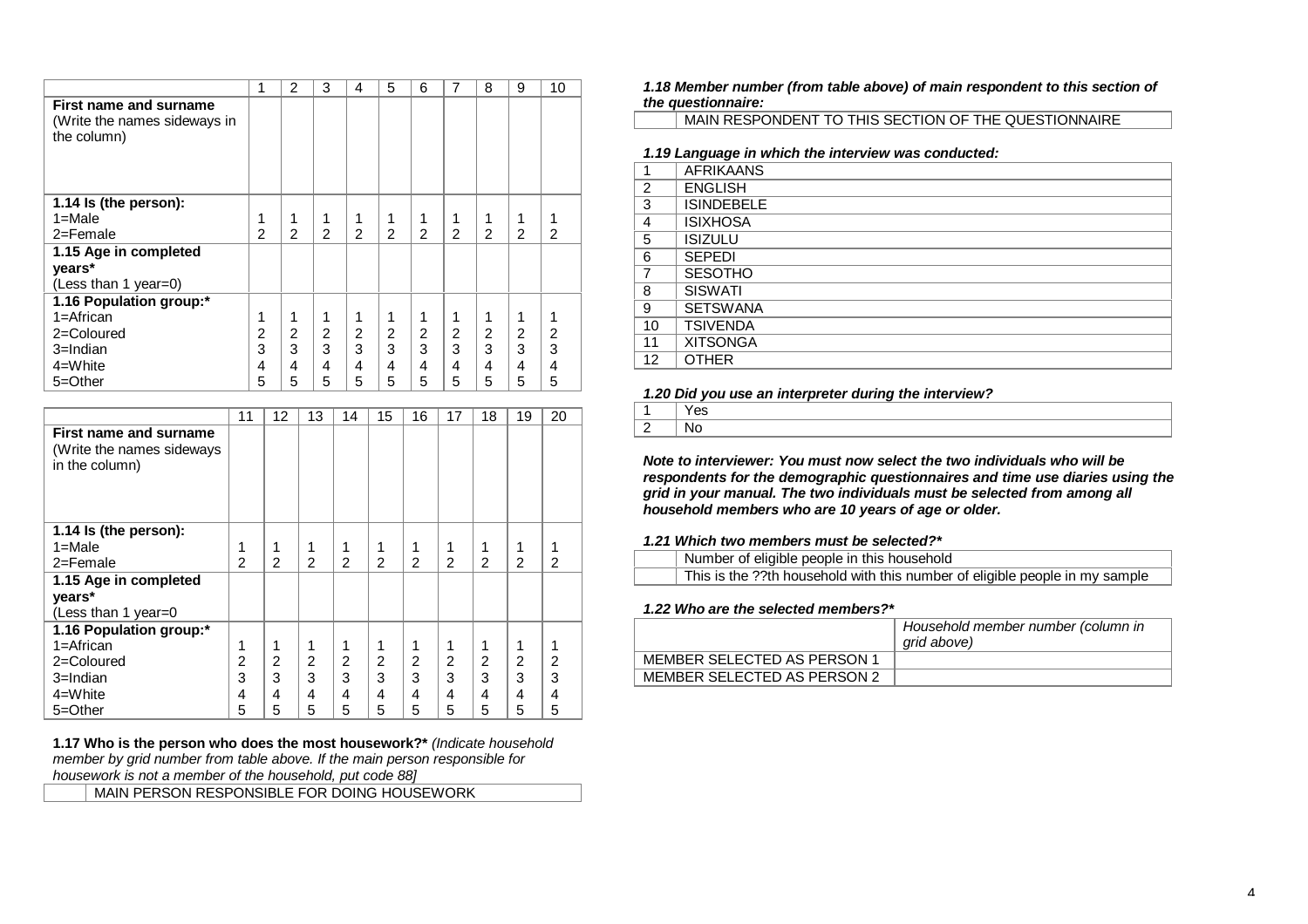| | 1 | 2 | 3 | 4 | 5 | 6 | 7 | 8 | 9 | 10 |
|---|---|---|---|---|---|---|---|---|---|---|
| **First name and surname** (Write the names sideways in the column) | | | | | | | | | | |
| **1.14 Is (the person):** 1=Male 2=Female | 1 2 | 1 2 | 1 2 | 1 2 | 1 2 | 1 2 | 1 2 | 1 2 | 1 2 | 1 2 |
| **1.15 Age in completed years*** (Less than 1 year=0) | | | | | | | | | | |
| **1.16 Population group:*** 1=African 2=Coloured 3=Indian 4=White 5=Other | 1 2 3 4 5 | 1 2 3 4 5 | 1 2 3 4 5 | 1 2 3 4 5 | 1 2 3 4 5 | 1 2 3 4 5 | 1 2 3 4 5 | 1 2 3 4 5 | 1 2 3 4 5 | 1 2 3 4 5 |

| | 11 | 12 | 13 | 14 | 15 | 16 | 17 | 18 | 19 | 20 |
|---|---|---|---|---|---|---|---|---|---|---|
| **First name and surname** (Write the names sideways in the column) | | | | | | | | | | |
| **1.14 Is (the person):** 1=Male 2=Female | 1 2 | 1 2 | 1 2 | 1 2 | 1 2 | 1 2 | 1 2 | 1 2 | 1 2 | 1 2 |
| **1.15 Age in completed years*** (Less than 1 year=0 | | | | | | | | | | |
| **1.16 Population group:*** 1=African 2=Coloured 3=Indian 4=White 5=Other | 1 2 3 4 5 | 1 2 3 4 5 | 1 2 3 4 5 | 1 2 3 4 5 | 1 2 3 4 5 | 1 2 3 4 5 | 1 2 3 4 5 | 1 2 3 4 5 | 1 2 3 4 5 | 1 2 3 4 5 |

**1.17 Who is the person who does the most housework?*** *(Indicate household member by grid number from table above. If the main person responsible for housework is not a member of the household, put code 88]*

| | |
|---|---|
| | MAIN PERSON RESPONSIBLE FOR DOING HOUSEWORK |

***1.18 Member number (from table above) of main respondent to this section of the questionnaire:***

| | |
|---|---|
| | MAIN RESPONDENT TO THIS SECTION OF THE QUESTIONNAIRE |

***1.19 Language in which the interview was conducted:***

| | |
|---|---|
| 1 | AFRIKAANS |
| 2 | ENGLISH |
| 3 | ISINDEBELE |
| 4 | ISIXHOSA |
| 5 | ISIZULU |
| 6 | SEPEDI |
| 7 | SESOTHO |
| 8 | SISWATI |
| 9 | SETSWANA |
| 10 | TSIVENDA |
| 11 | XITSONGA |
| 12 | OTHER |

***1.20 Did you use an interpreter during the interview?***

| | |
|---|---|
| 1 | Yes |
| 2 | No |

***Note to interviewer: You must now select the two individuals who will be respondents for the demographic questionnaires and time use diaries using the grid in your manual. The two individuals must be selected from among all household members who are 10 years of age or older.***

***1.21 Which two members must be selected?****

| | |
|---|---|
| | Number of eligible people in this household |
| | This is the ??th household with this number of eligible people in my sample |

***1.22 Who are the selected members?****

| | *Household member number (column in grid above)* |
|---|---|
| MEMBER SELECTED AS PERSON 1 | |
| MEMBER SELECTED AS PERSON 2 | |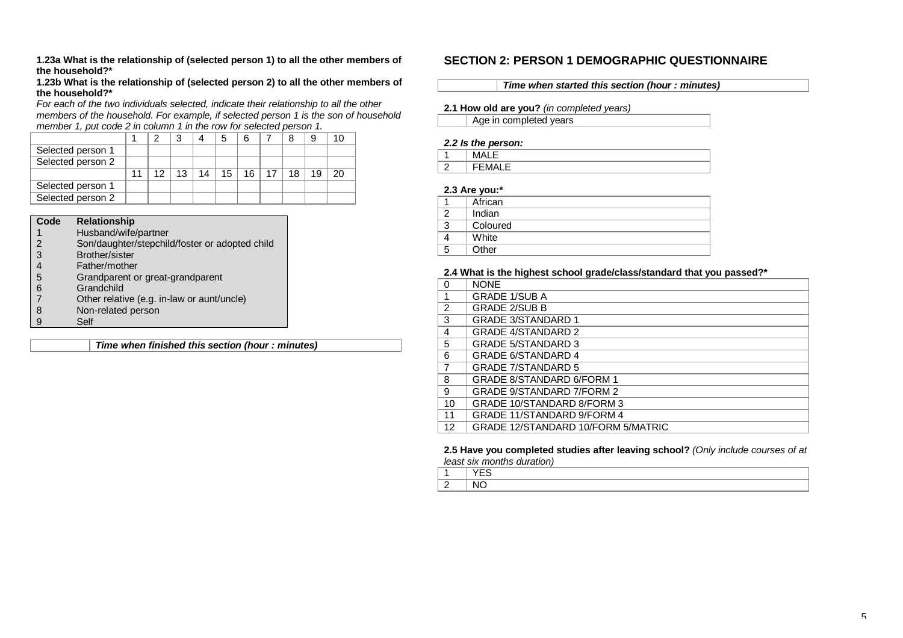**1.23a What is the relationship of (selected person 1) to all the other members of the household?***

**1.23b What is the relationship of (selected person 2) to all the other members of the household?***

*For each of the two individuals selected, indicate their relationship to all the other members of the household. For example, if selected person 1 is the son of household member 1, put code 2 in column 1 in the row for selected person 1.*

| | 1 | 2 | 3 | 4 | 5 | 6 | 7 | 8 | 9 | 10 |
|---|---|---|---|---|---|---|---|---|---|---|
| Selected person 1 | | | | | | | | | | |
| Selected person 2 | | | | | | | | | | |
| | 11 | 12 | 13 | 14 | 15 | 16 | 17 | 18 | 19 | 20 |
| Selected person 1 | | | | | | | | | | |
| Selected person 2 | | | | | | | | | | |

| Code | Relationship |
|---|---|
| 1 | Husband/wife/partner |
| 2 | Son/daughter/stepchild/foster or adopted child |
| 3 | Brother/sister |
| 4 | Father/mother |
| 5 | Grandparent or great-grandparent |
| 6 | Grandchild |
| 7 | Other relative (e.g. in-law or aunt/uncle) |
| 8 | Non-related person |
| 9 | Self |

| | *Time when finished this section (hour : minutes)* |
|---|---|

## SECTION 2: PERSON 1 DEMOGRAPHIC QUESTIONNAIRE

| | *Time when started this section (hour : minutes)* |
|---|---|

**2.1 How old are you?** *(in completed years)*

| | Age in completed years |
|---|---|

***2.2 Is the person:***

| | |
|---|---|
| 1 | MALE |
| 2 | FEMALE |

**2.3 Are you:***

| | |
|---|---|
| 1 | African |
| 2 | Indian |
| 3 | Coloured |
| 4 | White |
| 5 | Other |

**2.4 What is the highest school grade/class/standard that you passed?***

| | |
|---|---|
| 0 | NONE |
| 1 | GRADE 1/SUB A |
| 2 | GRADE 2/SUB B |
| 3 | GRADE 3/STANDARD 1 |
| 4 | GRADE 4/STANDARD 2 |
| 5 | GRADE 5/STANDARD 3 |
| 6 | GRADE 6/STANDARD 4 |
| 7 | GRADE 7/STANDARD 5 |
| 8 | GRADE 8/STANDARD 6/FORM 1 |
| 9 | GRADE 9/STANDARD 7/FORM 2 |
| 10 | GRADE 10/STANDARD 8/FORM 3 |
| 11 | GRADE 11/STANDARD 9/FORM 4 |
| 12 | GRADE 12/STANDARD 10/FORM 5/MATRIC |

**2.5 Have you completed studies after leaving school?** *(Only include courses of at least six months duration)*

| | |
|---|---|
| 1 | YES |
| 2 | NO |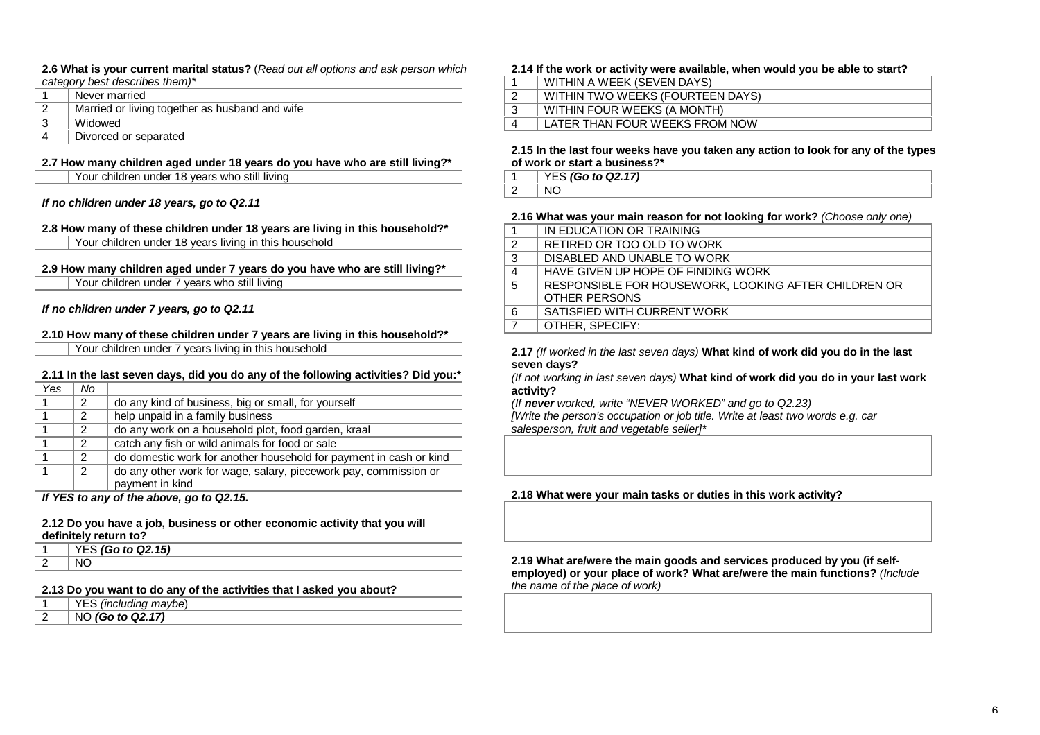**2.6 What is your current marital status?** (*Read out all options and ask person which category best describes them)**

| | |
|---|---|
| 1 | Never married |
| 2 | Married or living together as husband and wife |
| 3 | Widowed |
| 4 | Divorced or separated |

**2.7 How many children aged under 18 years do you have who are still living?***

| | |
|---|---|
| | Your children under 18 years who still living |

***If no children under 18 years, go to Q2.11***

**2.8 How many of these children under 18 years are living in this household?***

| | |
|---|---|
| | Your children under 18 years living in this household |

**2.9 How many children aged under 7 years do you have who are still living?***

| | |
|---|---|
| | Your children under 7 years who still living |

***If no children under 7 years, go to Q2.11***

**2.10 How many of these children under 7 years are living in this household?***

| | |
|---|---|
| | Your children under 7 years living in this household |

**2.11 In the last seven days, did you do any of the following activities? Did you:***

| *Yes* | *No* | |
|---|---|---|
| 1 | 2 | do any kind of business, big or small, for yourself |
| 1 | 2 | help unpaid in a family business |
| 1 | 2 | do any work on a household plot, food garden, kraal |
| 1 | 2 | catch any fish or wild animals for food or sale |
| 1 | 2 | do domestic work for another household for payment in cash or kind |
| 1 | 2 | do any other work for wage, salary, piecework pay, commission or payment in kind |

***If YES to any of the above, go to Q2.15.***

**2.12 Do you have a job, business or other economic activity that you will definitely return to?**

| | |
|---|---|
| 1 | YES ***(Go to Q2.15)*** |
| 2 | NO |

**2.13 Do you want to do any of the activities that I asked you about?**

| | |
|---|---|
| 1 | YES *(including maybe)* |
| 2 | NO ***(Go to Q2.17)*** |

**2.14 If the work or activity were available, when would you be able to start?**

| | |
|---|---|
| 1 | WITHIN A WEEK (SEVEN DAYS) |
| 2 | WITHIN TWO WEEKS (FOURTEEN DAYS) |
| 3 | WITHIN FOUR WEEKS (A MONTH) |
| 4 | LATER THAN FOUR WEEKS FROM NOW |

**2.15 In the last four weeks have you taken any action to look for any of the types of work or start a business?***

| | |
|---|---|
| 1 | YES ***(Go to Q2.17)*** |
| 2 | NO |

**2.16 What was your main reason for not looking for work?** *(Choose only one)*

| | |
|---|---|
| 1 | IN EDUCATION OR TRAINING |
| 2 | RETIRED OR TOO OLD TO WORK |
| 3 | DISABLED AND UNABLE TO WORK |
| 4 | HAVE GIVEN UP HOPE OF FINDING WORK |
| 5 | RESPONSIBLE FOR HOUSEWORK, LOOKING AFTER CHILDREN OR OTHER PERSONS |
| 6 | SATISFIED WITH CURRENT WORK |
| 7 | OTHER, SPECIFY: |

**2.17** *(If worked in the last seven days)* **What kind of work did you do in the last seven days?**
*(If not working in last seven days)* **What kind of work did you do in your last work activity?**
*(If **never** worked, write "NEVER WORKED" and go to Q2.23)*
*[Write the person's occupation or job title. Write at least two words e.g. car salesperson, fruit and vegetable seller]**

| |
|---|
| |

**2.18 What were your main tasks or duties in this work activity?**

| |
|---|
| |

**2.19 What are/were the main goods and services produced by you (if self-employed) or your place of work? What are/were the main functions?** *(Include the name of the place of work)*

| |
|---|
| |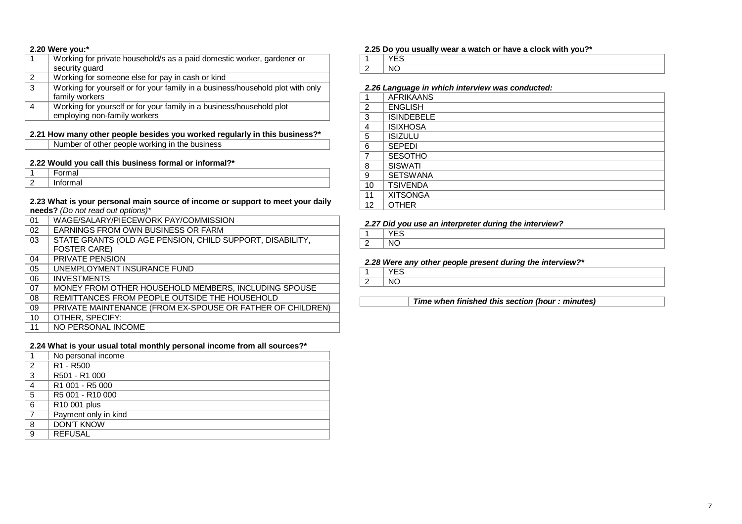**2.20 Were you:***

| | |
|---|---|
| 1 | Working for private household/s as a paid domestic worker, gardener or security guard |
| 2 | Working for someone else for pay in cash or kind |
| 3 | Working for yourself or for your family in a business/household plot with only family workers |
| 4 | Working for yourself or for your family in a business/household plot employing non-family workers |

**2.21 How many other people besides you worked regularly in this business?***

| | |
|---|---|
| | Number of other people working in the business |

**2.22 Would you call this business formal or informal?***

| | |
|---|---|
| 1 | Formal |
| 2 | Informal |

**2.23 What is your personal main source of income or support to meet your daily needs?** *(Do not read out options)**

| | |
|---|---|
| 01 | WAGE/SALARY/PIECEWORK PAY/COMMISSION |
| 02 | EARNINGS FROM OWN BUSINESS OR FARM |
| 03 | STATE GRANTS (OLD AGE PENSION, CHILD SUPPORT, DISABILITY, FOSTER CARE) |
| 04 | PRIVATE PENSION |
| 05 | UNEMPLOYMENT INSURANCE FUND |
| 06 | INVESTMENTS |
| 07 | MONEY FROM OTHER HOUSEHOLD MEMBERS, INCLUDING SPOUSE |
| 08 | REMITTANCES FROM PEOPLE OUTSIDE THE HOUSEHOLD |
| 09 | PRIVATE MAINTENANCE (FROM EX-SPOUSE OR FATHER OF CHILDREN) |
| 10 | OTHER, SPECIFY: |
| 11 | NO PERSONAL INCOME |

**2.24 What is your usual total monthly personal income from all sources?***

| | |
|---|---|
| 1 | No personal income |
| 2 | R1 - R500 |
| 3 | R501 - R1 000 |
| 4 | R1 001 - R5 000 |
| 5 | R5 001 - R10 000 |
| 6 | R10 001 plus |
| 7 | Payment only in kind |
| 8 | DON'T KNOW |
| 9 | REFUSAL |

**2.25 Do you usually wear a watch or have a clock with you?***

| | |
|---|---|
| 1 | YES |
| 2 | NO |

***2.26 Language in which interview was conducted:***

| | |
|---|---|
| 1 | AFRIKAANS |
| 2 | ENGLISH |
| 3 | ISINDEBELE |
| 4 | ISIXHOSA |
| 5 | ISIZULU |
| 6 | SEPEDI |
| 7 | SESOTHO |
| 8 | SISWATI |
| 9 | SETSWANA |
| 10 | TSIVENDA |
| 11 | XITSONGA |
| 12 | OTHER |

***2.27 Did you use an interpreter during the interview?***

| | |
|---|---|
| 1 | YES |
| 2 | NO |

***2.28 Were any other people present during the interview?****

| | |
|---|---|
| 1 | YES |
| 2 | NO |

| | |
|---|---|
| | ***Time when finished this section (hour : minutes)*** |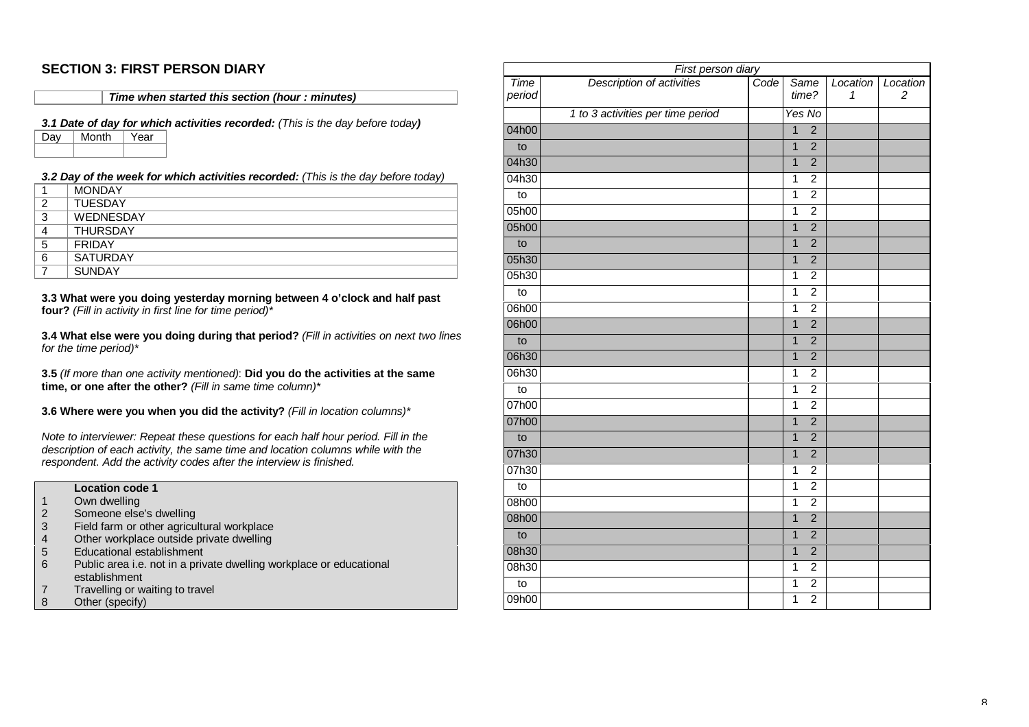## SECTION 3: FIRST PERSON DIARY

| | *Time when started this section (hour : minutes)* |
|---|---|

***3.1 Date of day for which activities recorded:*** *(This is the day before today)*

| Day | Month | Year |
|---|---|---|
| | | |

***3.2 Day of the week for which activities recorded:*** *(This is the day before today)*

| | |
|---|---|
| 1 | MONDAY |
| 2 | TUESDAY |
| 3 | WEDNESDAY |
| 4 | THURSDAY |
| 5 | FRIDAY |
| 6 | SATURDAY |
| 7 | SUNDAY |

**3.3 What were you doing yesterday morning between 4 o'clock and half past four?** *(Fill in activity in first line for time period)**

**3.4 What else were you doing during that period?** *(Fill in activities on next two lines for the time period)**

**3.5** *(If more than one activity mentioned)*: **Did you do the activities at the same time, or one after the other?** *(Fill in same time column)**

**3.6 Where were you when you did the activity?** *(Fill in location columns)**

*Note to interviewer: Repeat these questions for each half hour period. Fill in the description of each activity, the same time and location columns while with the respondent. Add the activity codes after the interview is finished.*

| | **Location code 1** |
|---|---|
| 1 | Own dwelling |
| 2 | Someone else's dwelling |
| 3 | Field farm or other agricultural workplace |
| 4 | Other workplace outside private dwelling |
| 5 | Educational establishment |
| 6 | Public area i.e. not in a private dwelling workplace or educational establishment |
| 7 | Travelling or waiting to travel |
| 8 | Other (specify) |

| *First person diary* | | | | | |
|---|---|---|---|---|---|
| *Time period* | *Description of activities* | *Code* | *Same time?* | *Location 1* | *Location 2* |
| | *1 to 3 activities per time period* | | *Yes No* | | |
| 04h00 | | | 1 2 | | |
| to | | | 1 2 | | |
| 04h30 | | | 1 2 | | |
| 04h30 | | | 1 2 | | |
| to | | | 1 2 | | |
| 05h00 | | | 1 2 | | |
| 05h00 | | | 1 2 | | |
| to | | | 1 2 | | |
| 05h30 | | | 1 2 | | |
| 05h30 | | | 1 2 | | |
| to | | | 1 2 | | |
| 06h00 | | | 1 2 | | |
| 06h00 | | | 1 2 | | |
| to | | | 1 2 | | |
| 06h30 | | | 1 2 | | |
| 06h30 | | | 1 2 | | |
| to | | | 1 2 | | |
| 07h00 | | | 1 2 | | |
| 07h00 | | | 1 2 | | |
| to | | | 1 2 | | |
| 07h30 | | | 1 2 | | |
| 07h30 | | | 1 2 | | |
| to | | | 1 2 | | |
| 08h00 | | | 1 2 | | |
| 08h00 | | | 1 2 | | |
| to | | | 1 2 | | |
| 08h30 | | | 1 2 | | |
| 08h30 | | | 1 2 | | |
| to | | | 1 2 | | |
| 09h00 | | | 1 2 | | |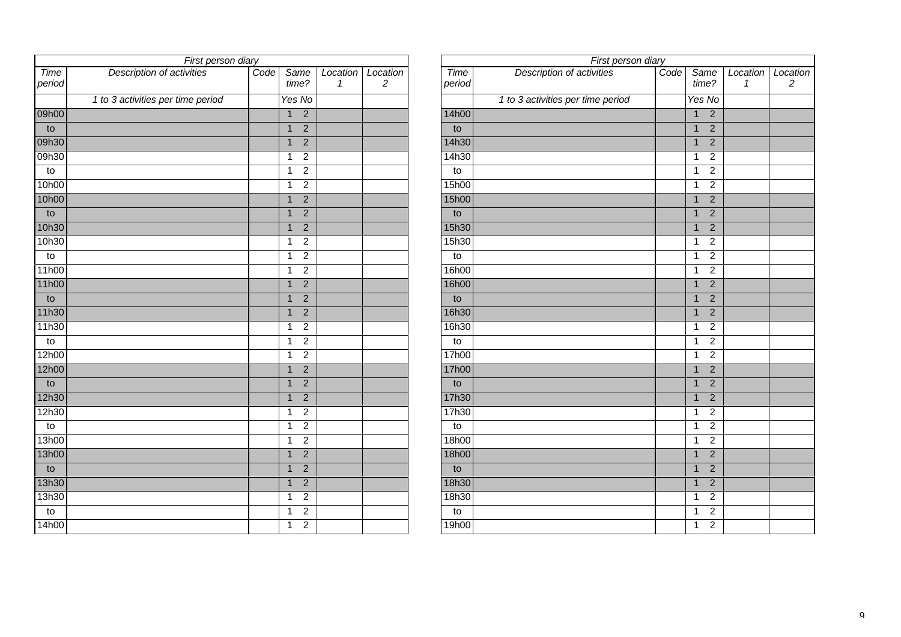| First person diary | | | | | |
|---|---|---|---|---|---|
| *Time period* | *Description of activities* | *Code* | *Same time?* | *Location 1* | *Location 2* |
| | *1 to 3 activities per time period* | | *Yes No* | | |
| 09h00 | | | 1 2 | | |
| to | | | 1 2 | | |
| 09h30 | | | 1 2 | | |
| 09h30 | | | 1 2 | | |
| to | | | 1 2 | | |
| 10h00 | | | 1 2 | | |
| 10h00 | | | 1 2 | | |
| to | | | 1 2 | | |
| 10h30 | | | 1 2 | | |
| 10h30 | | | 1 2 | | |
| to | | | 1 2 | | |
| 11h00 | | | 1 2 | | |
| 11h00 | | | 1 2 | | |
| to | | | 1 2 | | |
| 11h30 | | | 1 2 | | |
| 11h30 | | | 1 2 | | |
| to | | | 1 2 | | |
| 12h00 | | | 1 2 | | |
| 12h00 | | | 1 2 | | |
| to | | | 1 2 | | |
| 12h30 | | | 1 2 | | |
| 12h30 | | | 1 2 | | |
| to | | | 1 2 | | |
| 13h00 | | | 1 2 | | |
| 13h00 | | | 1 2 | | |
| to | | | 1 2 | | |
| 13h30 | | | 1 2 | | |
| 13h30 | | | 1 2 | | |
| to | | | 1 2 | | |
| 14h00 | | | 1 2 | | |

| First person diary | | | | | |
|---|---|---|---|---|---|
| *Time period* | *Description of activities* | *Code* | *Same time?* | *Location 1* | *Location 2* |
| | *1 to 3 activities per time period* | | *Yes No* | | |
| 14h00 | | | 1 2 | | |
| to | | | 1 2 | | |
| 14h30 | | | 1 2 | | |
| 14h30 | | | 1 2 | | |
| to | | | 1 2 | | |
| 15h00 | | | 1 2 | | |
| 15h00 | | | 1 2 | | |
| to | | | 1 2 | | |
| 15h30 | | | 1 2 | | |
| 15h30 | | | 1 2 | | |
| to | | | 1 2 | | |
| 16h00 | | | 1 2 | | |
| 16h00 | | | 1 2 | | |
| to | | | 1 2 | | |
| 16h30 | | | 1 2 | | |
| 16h30 | | | 1 2 | | |
| to | | | 1 2 | | |
| 17h00 | | | 1 2 | | |
| 17h00 | | | 1 2 | | |
| to | | | 1 2 | | |
| 17h30 | | | 1 2 | | |
| 17h30 | | | 1 2 | | |
| to | | | 1 2 | | |
| 18h00 | | | 1 2 | | |
| 18h00 | | | 1 2 | | |
| to | | | 1 2 | | |
| 18h30 | | | 1 2 | | |
| 18h30 | | | 1 2 | | |
| to | | | 1 2 | | |
| 19h00 | | | 1 2 | | |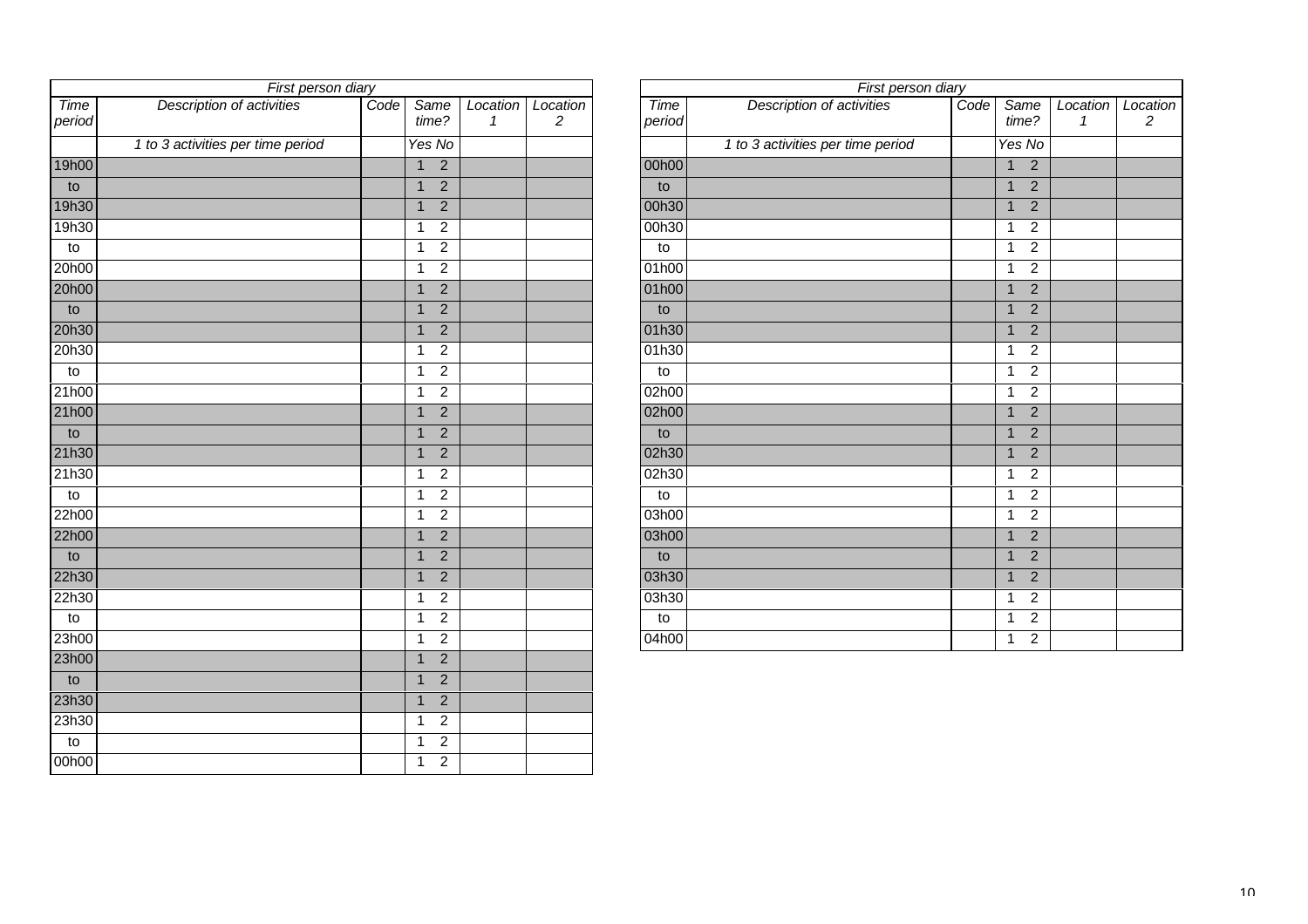| First person diary | | | | | |
|---|---|---|---|---|---|
| *Time period* | *Description of activities* | *Code* | *Same time?* | *Location 1* | *Location 2* |
| | *1 to 3 activities per time period* | | *Yes No* | | |
| 19h00 | | | 1 2 | | |
| to | | | 1 2 | | |
| 19h30 | | | 1 2 | | |
| 19h30 | | | 1 2 | | |
| to | | | 1 2 | | |
| 20h00 | | | 1 2 | | |
| 20h00 | | | 1 2 | | |
| to | | | 1 2 | | |
| 20h30 | | | 1 2 | | |
| 20h30 | | | 1 2 | | |
| to | | | 1 2 | | |
| 21h00 | | | 1 2 | | |
| 21h00 | | | 1 2 | | |
| to | | | 1 2 | | |
| 21h30 | | | 1 2 | | |
| 21h30 | | | 1 2 | | |
| to | | | 1 2 | | |
| 22h00 | | | 1 2 | | |
| 22h00 | | | 1 2 | | |
| to | | | 1 2 | | |
| 22h30 | | | 1 2 | | |
| 22h30 | | | 1 2 | | |
| to | | | 1 2 | | |
| 23h00 | | | 1 2 | | |
| 23h00 | | | 1 2 | | |
| to | | | 1 2 | | |
| 23h30 | | | 1 2 | | |
| 23h30 | | | 1 2 | | |
| to | | | 1 2 | | |
| 00h00 | | | 1 2 | | |

| First person diary | | | | | |
|---|---|---|---|---|---|
| *Time period* | *Description of activities* | *Code* | *Same time?* | *Location 1* | *Location 2* |
| | *1 to 3 activities per time period* | | *Yes No* | | |
| 00h00 | | | 1 2 | | |
| to | | | 1 2 | | |
| 00h30 | | | 1 2 | | |
| 00h30 | | | 1 2 | | |
| to | | | 1 2 | | |
| 01h00 | | | 1 2 | | |
| 01h00 | | | 1 2 | | |
| to | | | 1 2 | | |
| 01h30 | | | 1 2 | | |
| 01h30 | | | 1 2 | | |
| to | | | 1 2 | | |
| 02h00 | | | 1 2 | | |
| 02h00 | | | 1 2 | | |
| to | | | 1 2 | | |
| 02h30 | | | 1 2 | | |
| 02h30 | | | 1 2 | | |
| to | | | 1 2 | | |
| 03h00 | | | 1 2 | | |
| 03h00 | | | 1 2 | | |
| to | | | 1 2 | | |
| 03h30 | | | 1 2 | | |
| 03h30 | | | 1 2 | | |
| to | | | 1 2 | | |
| 04h00 | | | 1 2 | | |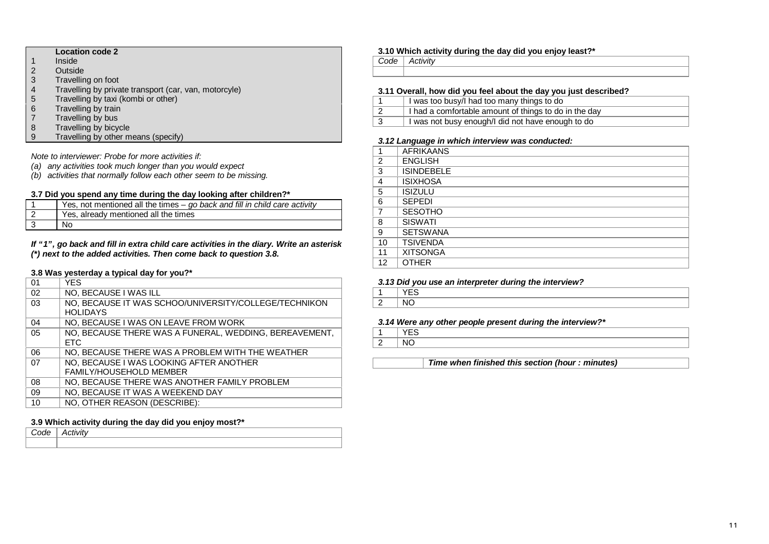| | Location code 2 |
|---|---|
| 1 | Inside |
| 2 | Outside |
| 3 | Travelling on foot |
| 4 | Travelling by private transport (car, van, motorcyle) |
| 5 | Travelling by taxi (kombi or other) |
| 6 | Travelling by train |
| 7 | Travelling by bus |
| 8 | Travelling by bicycle |
| 9 | Travelling by other means (specify) |

*Note to interviewer: Probe for more activities if:*

*(a) any activities took much longer than you would expect*

*(b) activities that normally follow each other seem to be missing.*

**3.7 Did you spend any time during the day looking after children?***

| | |
|---|---|
| 1 | Yes, not mentioned all the times – *go back and fill in child care activity* |
| 2 | Yes, already mentioned all the times |
| 3 | No |

***If "1", go back and fill in extra child care activities in the diary. Write an asterisk (*) next to the added activities. Then come back to question 3.8.***

**3.8 Was yesterday a typical day for you?***

| | |
|---|---|
| 01 | YES |
| 02 | NO, BECAUSE I WAS ILL |
| 03 | NO, BECAUSE IT WAS SCHOO/UNIVERSITY/COLLEGE/TECHNIKON HOLIDAYS |
| 04 | NO, BECAUSE I WAS ON LEAVE FROM WORK |
| 05 | NO, BECAUSE THERE WAS A FUNERAL, WEDDING, BEREAVEMENT, ETC |
| 06 | NO, BECAUSE THERE WAS A PROBLEM WITH THE WEATHER |
| 07 | NO, BECAUSE I WAS LOOKING AFTER ANOTHER FAMILY/HOUSEHOLD MEMBER |
| 08 | NO, BECAUSE THERE WAS ANOTHER FAMILY PROBLEM |
| 09 | NO, BECAUSE IT WAS A WEEKEND DAY |
| 10 | NO, OTHER REASON (DESCRIBE): |

**3.9 Which activity during the day did you enjoy most?***

| *Code* | *Activity* |
|---|---|
| | |

**3.10 Which activity during the day did you enjoy least?***

| *Code* | *Activity* |
|---|---|
| | |

**3.11 Overall, how did you feel about the day you just described?**

| | |
|---|---|
| 1 | I was too busy/I had too many things to do |
| 2 | I had a comfortable amount of things to do in the day |
| 3 | I was not busy enough/I did not have enough to do |

***3.12 Language in which interview was conducted:***

| | |
|---|---|
| 1 | AFRIKAANS |
| 2 | ENGLISH |
| 3 | ISINDEBELE |
| 4 | ISIXHOSA |
| 5 | ISIZULU |
| 6 | SEPEDI |
| 7 | SESOTHO |
| 8 | SISWATI |
| 9 | SETSWANA |
| 10 | TSIVENDA |
| 11 | XITSONGA |
| 12 | OTHER |

***3.13 Did you use an interpreter during the interview?***

| | |
|---|---|
| 1 | YES |
| 2 | NO |

***3.14 Were any other people present during the interview?****

| | |
|---|---|
| 1 | YES |
| 2 | NO |

| | |
|---|---|
| | ***Time when finished this section (hour : minutes)*** |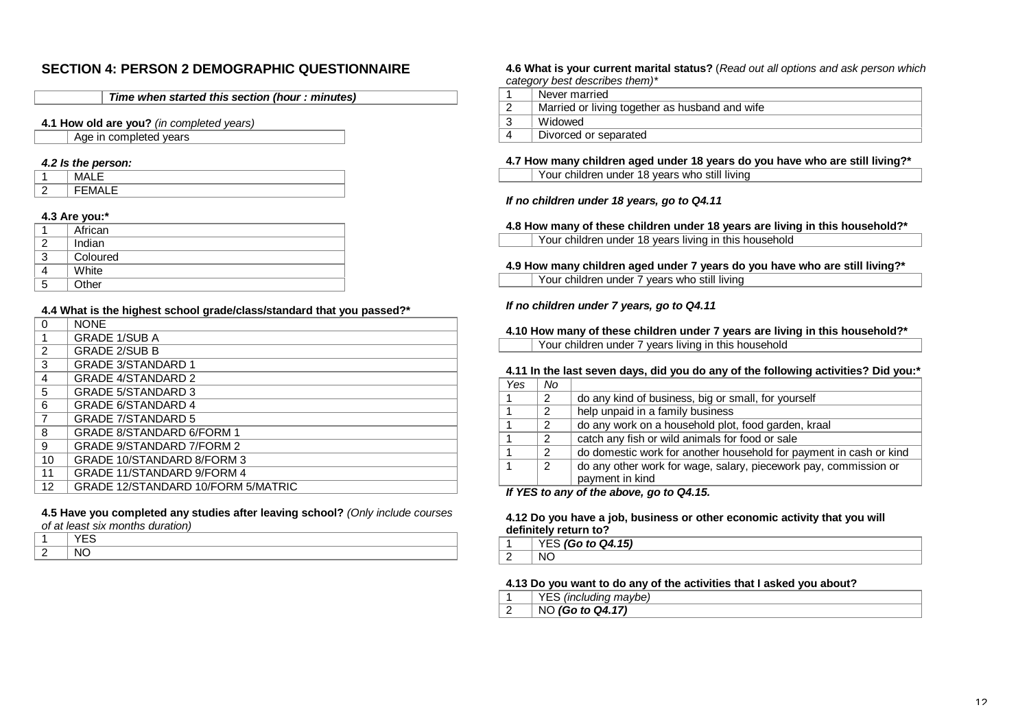## SECTION 4: PERSON 2 DEMOGRAPHIC QUESTIONNAIRE

| | *Time when started this section (hour : minutes)* |
|---|---|

**4.1 How old are you?** *(in completed years)*

| | Age in completed years |
|---|---|

***4.2 Is the person:***

| | |
|---|---|
| 1 | MALE |
| 2 | FEMALE |

**4.3 Are you:***

| | |
|---|---|
| 1 | African |
| 2 | Indian |
| 3 | Coloured |
| 4 | White |
| 5 | Other |

**4.4 What is the highest school grade/class/standard that you passed?***

| | |
|---|---|
| 0 | NONE |
| 1 | GRADE 1/SUB A |
| 2 | GRADE 2/SUB B |
| 3 | GRADE 3/STANDARD 1 |
| 4 | GRADE 4/STANDARD 2 |
| 5 | GRADE 5/STANDARD 3 |
| 6 | GRADE 6/STANDARD 4 |
| 7 | GRADE 7/STANDARD 5 |
| 8 | GRADE 8/STANDARD 6/FORM 1 |
| 9 | GRADE 9/STANDARD 7/FORM 2 |
| 10 | GRADE 10/STANDARD 8/FORM 3 |
| 11 | GRADE 11/STANDARD 9/FORM 4 |
| 12 | GRADE 12/STANDARD 10/FORM 5/MATRIC |

**4.5 Have you completed any studies after leaving school?** *(Only include courses of at least six months duration)*

| | |
|---|---|
| 1 | YES |
| 2 | NO |

**4.6 What is your current marital status?** (*Read out all options and ask person which category best describes them)**

| | |
|---|---|
| 1 | Never married |
| 2 | Married or living together as husband and wife |
| 3 | Widowed |
| 4 | Divorced or separated |

**4.7 How many children aged under 18 years do you have who are still living?***

| | Your children under 18 years who still living |
|---|---|

***If no children under 18 years, go to Q4.11***

**4.8 How many of these children under 18 years are living in this household?***

| | Your children under 18 years living in this household |
|---|---|

**4.9 How many children aged under 7 years do you have who are still living?***

| | Your children under 7 years who still living |
|---|---|

***If no children under 7 years, go to Q4.11***

**4.10 How many of these children under 7 years are living in this household?***

| | Your children under 7 years living in this household |
|---|---|

**4.11 In the last seven days, did you do any of the following activities? Did you:***

| *Yes* | *No* | |
|---|---|---|
| 1 | 2 | do any kind of business, big or small, for yourself |
| 1 | 2 | help unpaid in a family business |
| 1 | 2 | do any work on a household plot, food garden, kraal |
| 1 | 2 | catch any fish or wild animals for food or sale |
| 1 | 2 | do domestic work for another household for payment in cash or kind |
| 1 | 2 | do any other work for wage, salary, piecework pay, commission or payment in kind |

***If YES to any of the above, go to Q4.15.***

**4.12 Do you have a job, business or other economic activity that you will definitely return to?**

| | |
|---|---|
| 1 | YES ***(Go to Q4.15)*** |
| 2 | NO |

**4.13 Do you want to do any of the activities that I asked you about?**

| | |
|---|---|
| 1 | YES *(including maybe)* |
| 2 | NO ***(Go to Q4.17)*** |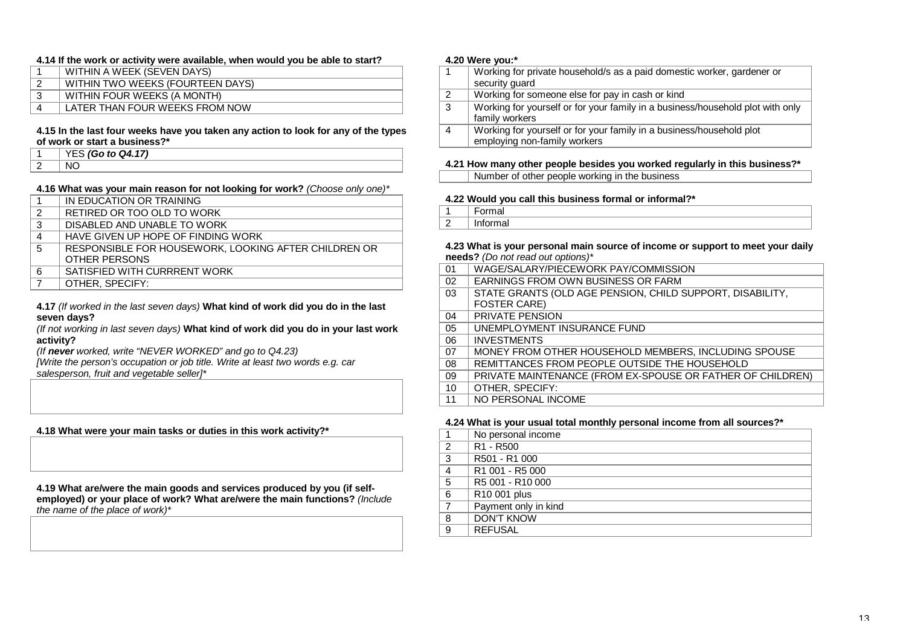**4.14 If the work or activity were available, when would you be able to start?**

| | |
|---|---|
| 1 | WITHIN A WEEK (SEVEN DAYS) |
| 2 | WITHIN TWO WEEKS (FOURTEEN DAYS) |
| 3 | WITHIN FOUR WEEKS (A MONTH) |
| 4 | LATER THAN FOUR WEEKS FROM NOW |

**4.15 In the last four weeks have you taken any action to look for any of the types of work or start a business?***

| | |
|---|---|
| 1 | YES ***(Go to Q4.17)*** |
| 2 | NO |

**4.16 What was your main reason for not looking for work?** *(Choose only one)**

| | |
|---|---|
| 1 | IN EDUCATION OR TRAINING |
| 2 | RETIRED OR TOO OLD TO WORK |
| 3 | DISABLED AND UNABLE TO WORK |
| 4 | HAVE GIVEN UP HOPE OF FINDING WORK |
| 5 | RESPONSIBLE FOR HOUSEWORK, LOOKING AFTER CHILDREN OR OTHER PERSONS |
| 6 | SATISFIED WITH CURRRENT WORK |
| 7 | OTHER, SPECIFY: |

**4.17** *(If worked in the last seven days)* **What kind of work did you do in the last seven days?**

*(If not working in last seven days)* **What kind of work did you do in your last work activity?**

*(If **never** worked, write "NEVER WORKED" and go to Q4.23)*

*[Write the person's occupation or job title. Write at least two words e.g. car salesperson, fruit and vegetable seller]**

| |
|---|
| |

**4.18 What were your main tasks or duties in this work activity?***

| |
|---|
| |

**4.19 What are/were the main goods and services produced by you (if self-employed) or your place of work? What are/were the main functions?** *(Include the name of the place of work)**

| |
|---|
| |

**4.20 Were you:***

| | |
|---|---|
| 1 | Working for private household/s as a paid domestic worker, gardener or security guard |
| 2 | Working for someone else for pay in cash or kind |
| 3 | Working for yourself or for your family in a business/household plot with only family workers |
| 4 | Working for yourself or for your family in a business/household plot employing non-family workers |

**4.21 How many other people besides you worked regularly in this business?***

| | |
|---|---|
| | Number of other people working in the business |

**4.22 Would you call this business formal or informal?***

| | |
|---|---|
| 1 | Formal |
| 2 | Informal |

**4.23 What is your personal main source of income or support to meet your daily needs?** *(Do not read out options)**

| | |
|---|---|
| 01 | WAGE/SALARY/PIECEWORK PAY/COMMISSION |
| 02 | EARNINGS FROM OWN BUSINESS OR FARM |
| 03 | STATE GRANTS (OLD AGE PENSION, CHILD SUPPORT, DISABILITY, FOSTER CARE) |
| 04 | PRIVATE PENSION |
| 05 | UNEMPLOYMENT INSURANCE FUND |
| 06 | INVESTMENTS |
| 07 | MONEY FROM OTHER HOUSEHOLD MEMBERS, INCLUDING SPOUSE |
| 08 | REMITTANCES FROM PEOPLE OUTSIDE THE HOUSEHOLD |
| 09 | PRIVATE MAINTENANCE (FROM EX-SPOUSE OR FATHER OF CHILDREN) |
| 10 | OTHER, SPECIFY: |
| 11 | NO PERSONAL INCOME |

**4.24 What is your usual total monthly personal income from all sources?***

| | |
|---|---|
| 1 | No personal income |
| 2 | R1 - R500 |
| 3 | R501 - R1 000 |
| 4 | R1 001 - R5 000 |
| 5 | R5 001 - R10 000 |
| 6 | R10 001 plus |
| 7 | Payment only in kind |
| 8 | DON'T KNOW |
| 9 | REFUSAL |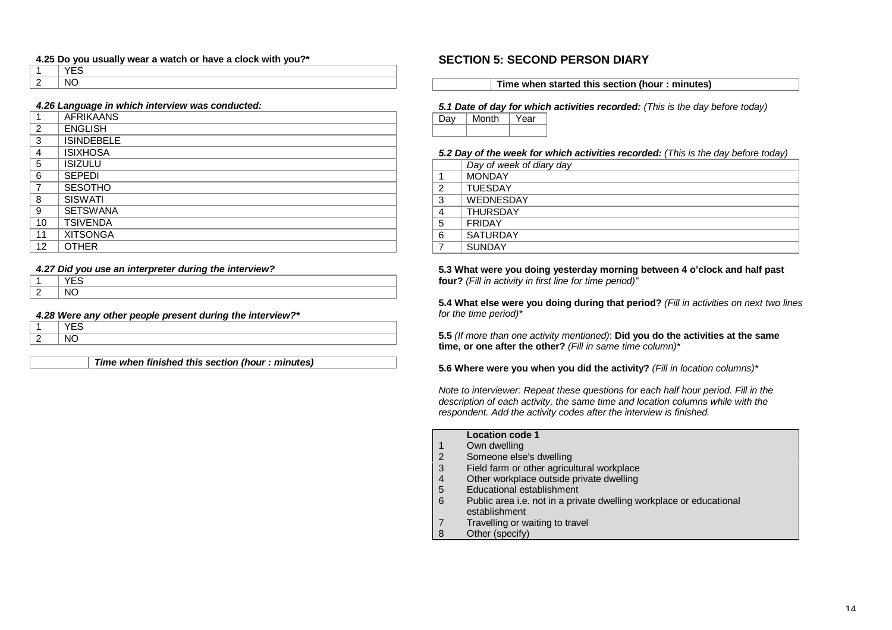**4.25 Do you usually wear a watch or have a clock with you?***

| | |
|---|---|
| 1 | YES |
| 2 | NO |

***4.26 Language in which interview was conducted:***

| | |
|---|---|
| 1 | AFRIKAANS |
| 2 | ENGLISH |
| 3 | ISINDEBELE |
| 4 | ISIXHOSA |
| 5 | ISIZULU |
| 6 | SEPEDI |
| 7 | SESOTHO |
| 8 | SISWATI |
| 9 | SETSWANA |
| 10 | TSIVENDA |
| 11 | XITSONGA |
| 12 | OTHER |

***4.27 Did you use an interpreter during the interview?***

| | |
|---|---|
| 1 | YES |
| 2 | NO |

***4.28 Were any other people present during the interview?****

| | |
|---|---|
| 1 | YES |
| 2 | NO |

| | |
|---|---|
| | ***Time when finished this section (hour : minutes)*** |

## SECTION 5: SECOND PERSON DIARY

| | |
|---|---|
| | **Time when started this section (hour : minutes)** |

***5.1 Date of day for which activities recorded:*** *(This is the day before today)*

| Day | Month | Year |
|---|---|---|
| | | |

***5.2 Day of the week for which activities recorded:*** *(This is the day before today)*

| | *Day of week of diary day* |
|---|---|
| 1 | MONDAY |
| 2 | TUESDAY |
| 3 | WEDNESDAY |
| 4 | THURSDAY |
| 5 | FRIDAY |
| 6 | SATURDAY |
| 7 | SUNDAY |

**5.3 What were you doing yesterday morning between 4 o'clock and half past four?** *(Fill in activity in first line for time period)"*

**5.4 What else were you doing during that period?** *(Fill in activities on next two lines for the time period)**

**5.5** *(If more than one activity mentioned)*: **Did you do the activities at the same time, or one after the other?** *(Fill in same time column)**

**5.6 Where were you when you did the activity?** *(Fill in location columns)**

*Note to interviewer: Repeat these questions for each half hour period. Fill in the description of each activity, the same time and location columns while with the respondent. Add the activity codes after the interview is finished.*

| | **Location code 1** |
|---|---|
| 1 | Own dwelling |
| 2 | Someone else's dwelling |
| 3 | Field farm or other agricultural workplace |
| 4 | Other workplace outside private dwelling |
| 5 | Educational establishment |
| 6 | Public area i.e. not in a private dwelling workplace or educational establishment |
| 7 | Travelling or waiting to travel |
| 8 | Other (specify) |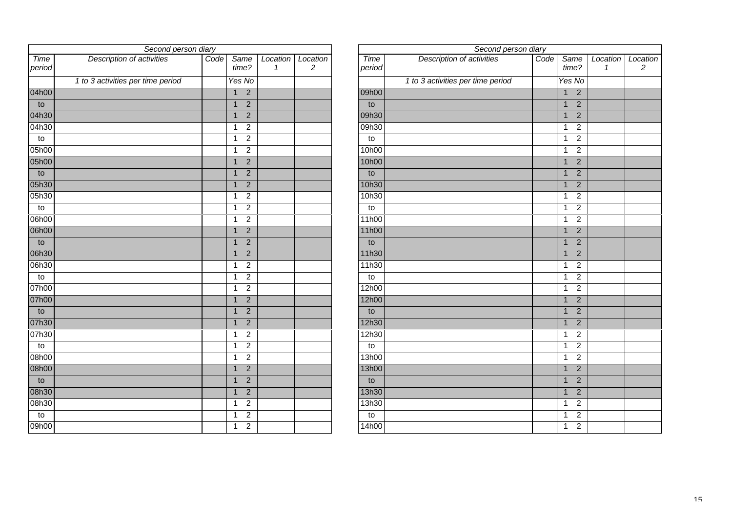| Second person diary | | | | | |
|---|---|---|---|---|---|
| *Time period* | *Description of activities* | *Code* | *Same time?* | *Location 1* | *Location 2* |
| | *1 to 3 activities per time period* | | *Yes No* | | |
| 04h00 | | | 1 2 | | |
| to | | | 1 2 | | |
| 04h30 | | | 1 2 | | |
| 04h30 | | | 1 2 | | |
| to | | | 1 2 | | |
| 05h00 | | | 1 2 | | |
| 05h00 | | | 1 2 | | |
| to | | | 1 2 | | |
| 05h30 | | | 1 2 | | |
| 05h30 | | | 1 2 | | |
| to | | | 1 2 | | |
| 06h00 | | | 1 2 | | |
| 06h00 | | | 1 2 | | |
| to | | | 1 2 | | |
| 06h30 | | | 1 2 | | |
| 06h30 | | | 1 2 | | |
| to | | | 1 2 | | |
| 07h00 | | | 1 2 | | |
| 07h00 | | | 1 2 | | |
| to | | | 1 2 | | |
| 07h30 | | | 1 2 | | |
| 07h30 | | | 1 2 | | |
| to | | | 1 2 | | |
| 08h00 | | | 1 2 | | |
| 08h00 | | | 1 2 | | |
| to | | | 1 2 | | |
| 08h30 | | | 1 2 | | |
| 08h30 | | | 1 2 | | |
| to | | | 1 2 | | |
| 09h00 | | | 1 2 | | |

| Second person diary | | | | | |
|---|---|---|---|---|---|
| *Time period* | *Description of activities* | *Code* | *Same time?* | *Location 1* | *Location 2* |
| | *1 to 3 activities per time period* | | *Yes No* | | |
| 09h00 | | | 1 2 | | |
| to | | | 1 2 | | |
| 09h30 | | | 1 2 | | |
| 09h30 | | | 1 2 | | |
| to | | | 1 2 | | |
| 10h00 | | | 1 2 | | |
| 10h00 | | | 1 2 | | |
| to | | | 1 2 | | |
| 10h30 | | | 1 2 | | |
| 10h30 | | | 1 2 | | |
| to | | | 1 2 | | |
| 11h00 | | | 1 2 | | |
| 11h00 | | | 1 2 | | |
| to | | | 1 2 | | |
| 11h30 | | | 1 2 | | |
| 11h30 | | | 1 2 | | |
| to | | | 1 2 | | |
| 12h00 | | | 1 2 | | |
| 12h00 | | | 1 2 | | |
| to | | | 1 2 | | |
| 12h30 | | | 1 2 | | |
| 12h30 | | | 1 2 | | |
| to | | | 1 2 | | |
| 13h00 | | | 1 2 | | |
| 13h00 | | | 1 2 | | |
| to | | | 1 2 | | |
| 13h30 | | | 1 2 | | |
| 13h30 | | | 1 2 | | |
| to | | | 1 2 | | |
| 14h00 | | | 1 2 | | |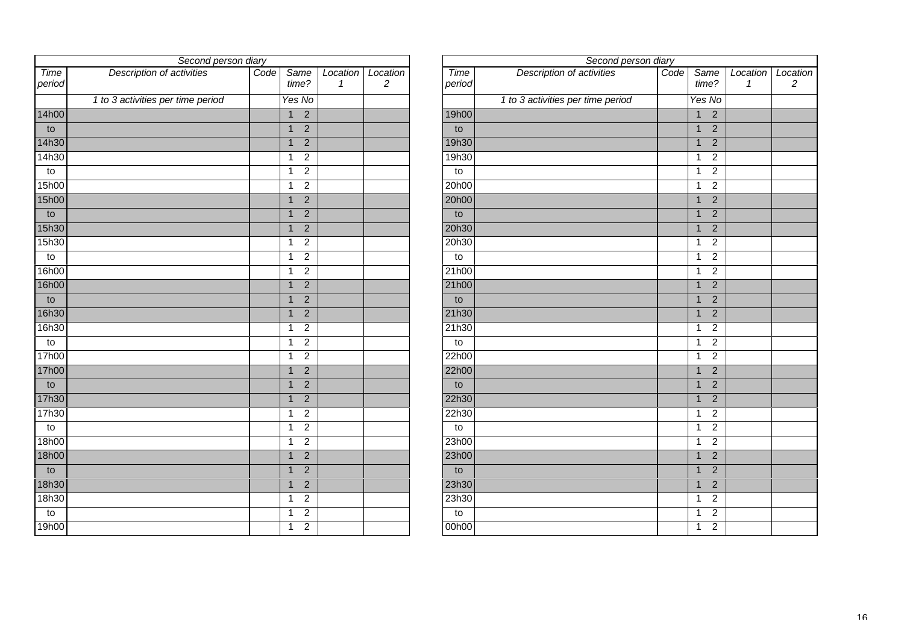| Second person diary | | | | | |
|---|---|---|---|---|---|
| *Time period* | *Description of activities* | *Code* | *Same time?* | *Location 1* | *Location 2* |
| | *1 to 3 activities per time period* | | *Yes No* | | |
| 14h00 | | | 1 2 | | |
| to | | | 1 2 | | |
| 14h30 | | | 1 2 | | |
| 14h30 | | | 1 2 | | |
| to | | | 1 2 | | |
| 15h00 | | | 1 2 | | |
| 15h00 | | | 1 2 | | |
| to | | | 1 2 | | |
| 15h30 | | | 1 2 | | |
| 15h30 | | | 1 2 | | |
| to | | | 1 2 | | |
| 16h00 | | | 1 2 | | |
| 16h00 | | | 1 2 | | |
| to | | | 1 2 | | |
| 16h30 | | | 1 2 | | |
| 16h30 | | | 1 2 | | |
| to | | | 1 2 | | |
| 17h00 | | | 1 2 | | |
| 17h00 | | | 1 2 | | |
| to | | | 1 2 | | |
| 17h30 | | | 1 2 | | |
| 17h30 | | | 1 2 | | |
| to | | | 1 2 | | |
| 18h00 | | | 1 2 | | |
| 18h00 | | | 1 2 | | |
| to | | | 1 2 | | |
| 18h30 | | | 1 2 | | |
| 18h30 | | | 1 2 | | |
| to | | | 1 2 | | |
| 19h00 | | | 1 2 | | |

| Second person diary | | | | | |
|---|---|---|---|---|---|
| *Time period* | *Description of activities* | *Code* | *Same time?* | *Location 1* | *Location 2* |
| | *1 to 3 activities per time period* | | *Yes No* | | |
| 19h00 | | | 1 2 | | |
| to | | | 1 2 | | |
| 19h30 | | | 1 2 | | |
| 19h30 | | | 1 2 | | |
| to | | | 1 2 | | |
| 20h00 | | | 1 2 | | |
| 20h00 | | | 1 2 | | |
| to | | | 1 2 | | |
| 20h30 | | | 1 2 | | |
| 20h30 | | | 1 2 | | |
| to | | | 1 2 | | |
| 21h00 | | | 1 2 | | |
| 21h00 | | | 1 2 | | |
| to | | | 1 2 | | |
| 21h30 | | | 1 2 | | |
| 21h30 | | | 1 2 | | |
| to | | | 1 2 | | |
| 22h00 | | | 1 2 | | |
| 22h00 | | | 1 2 | | |
| to | | | 1 2 | | |
| 22h30 | | | 1 2 | | |
| 22h30 | | | 1 2 | | |
| to | | | 1 2 | | |
| 23h00 | | | 1 2 | | |
| 23h00 | | | 1 2 | | |
| to | | | 1 2 | | |
| 23h30 | | | 1 2 | | |
| 23h30 | | | 1 2 | | |
| to | | | 1 2 | | |
| 00h00 | | | 1 2 | | |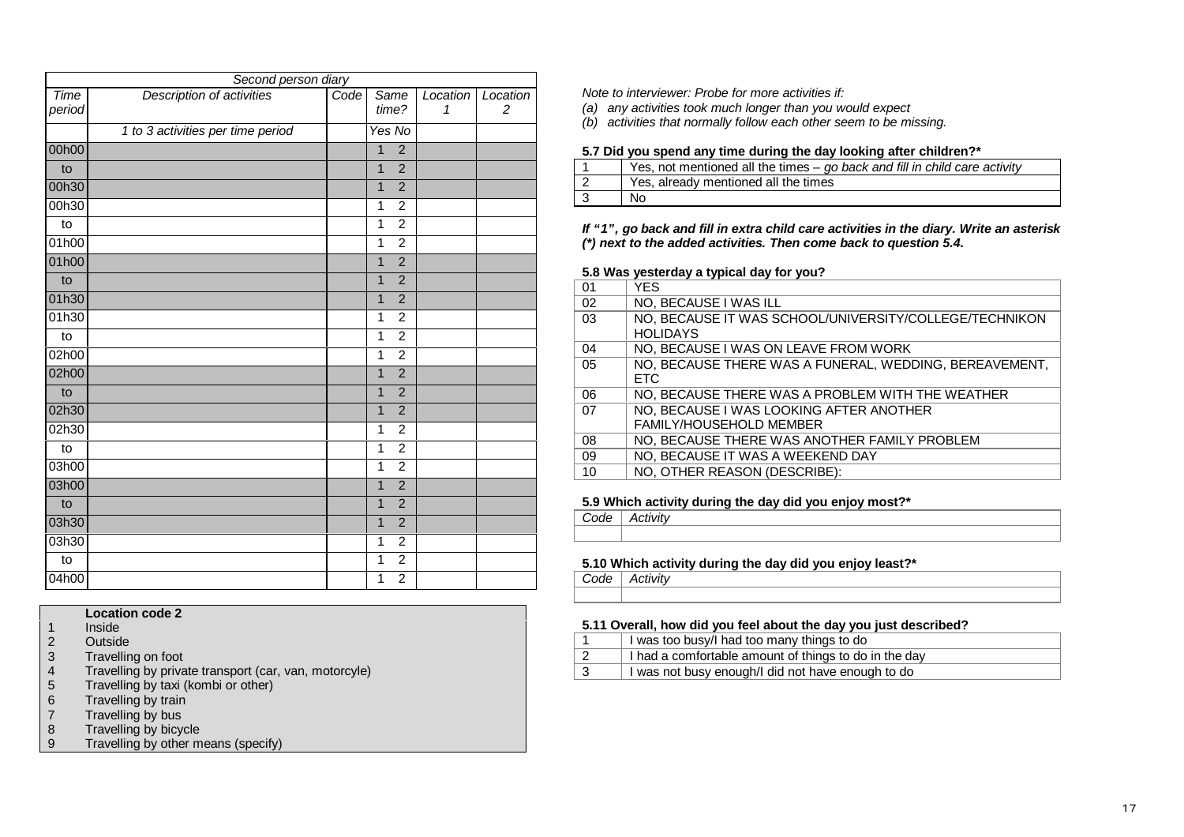| Second person diary | | | | | |
|---|---|---|---|---|---|
| Time period | Description of activities | Code | Same time? | Location 1 | Location 2 |
| | 1 to 3 activities per time period | | Yes No | | |
| 00h00 | | | 1 2 | | |
| to | | | 1 2 | | |
| 00h30 | | | 1 2 | | |
| 00h30 | | | 1 2 | | |
| to | | | 1 2 | | |
| 01h00 | | | 1 2 | | |
| 01h00 | | | 1 2 | | |
| to | | | 1 2 | | |
| 01h30 | | | 1 2 | | |
| 01h30 | | | 1 2 | | |
| to | | | 1 2 | | |
| 02h00 | | | 1 2 | | |
| 02h00 | | | 1 2 | | |
| to | | | 1 2 | | |
| 02h30 | | | 1 2 | | |
| 02h30 | | | 1 2 | | |
| to | | | 1 2 | | |
| 03h00 | | | 1 2 | | |
| 03h00 | | | 1 2 | | |
| to | | | 1 2 | | |
| 03h30 | | | 1 2 | | |
| 03h30 | | | 1 2 | | |
| to | | | 1 2 | | |
| 04h00 | | | 1 2 | | |

**Location code 2**

1 Inside
2 Outside
3 Travelling on foot
4 Travelling by private transport (car, van, motorcyle)
5 Travelling by taxi (kombi or other)
6 Travelling by train
7 Travelling by bus
8 Travelling by bicycle
9 Travelling by other means (specify)

*Note to interviewer: Probe for more activities if:*
*(a) any activities took much longer than you would expect*
*(b) activities that normally follow each other seem to be missing.*

**5.7 Did you spend any time during the day looking after children?***

| | |
|---|---|
| 1 | Yes, not mentioned all the times – *go back and fill in child care activity* |
| 2 | Yes, already mentioned all the times |
| 3 | No |

***If "1", go back and fill in extra child care activities in the diary. Write an asterisk (*) next to the added activities. Then come back to question 5.4.***

**5.8 Was yesterday a typical day for you?**

| | |
|---|---|
| 01 | YES |
| 02 | NO, BECAUSE I WAS ILL |
| 03 | NO, BECAUSE IT WAS SCHOOL/UNIVERSITY/COLLEGE/TECHNIKON HOLIDAYS |
| 04 | NO, BECAUSE I WAS ON LEAVE FROM WORK |
| 05 | NO, BECAUSE THERE WAS A FUNERAL, WEDDING, BEREAVEMENT, ETC |
| 06 | NO, BECAUSE THERE WAS A PROBLEM WITH THE WEATHER |
| 07 | NO, BECAUSE I WAS LOOKING AFTER ANOTHER FAMILY/HOUSEHOLD MEMBER |
| 08 | NO, BECAUSE THERE WAS ANOTHER FAMILY PROBLEM |
| 09 | NO, BECAUSE IT WAS A WEEKEND DAY |
| 10 | NO, OTHER REASON (DESCRIBE): |

**5.9 Which activity during the day did you enjoy most?***

| *Code* | *Activity* |
|---|---|
| | |

**5.10 Which activity during the day did you enjoy least?***

| *Code* | *Activity* |
|---|---|
| | |

**5.11 Overall, how did you feel about the day you just described?**

| | |
|---|---|
| 1 | I was too busy/I had too many things to do |
| 2 | I had a comfortable amount of things to do in the day |
| 3 | I was not busy enough/I did not have enough to do |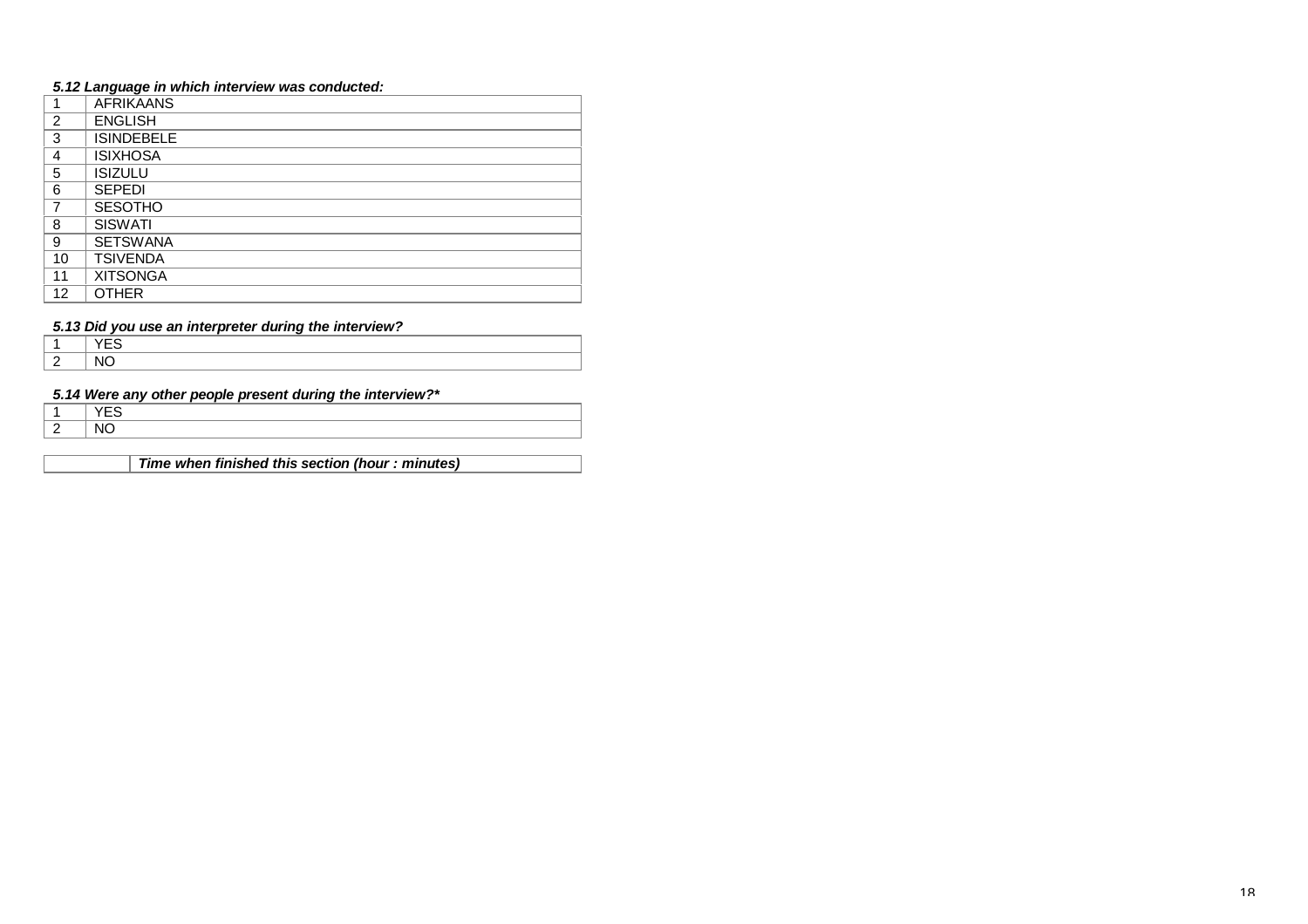***5.12 Language in which interview was conducted:***

| | |
|---|---|
| 1 | AFRIKAANS |
| 2 | ENGLISH |
| 3 | ISINDEBELE |
| 4 | ISIXHOSA |
| 5 | ISIZULU |
| 6 | SEPEDI |
| 7 | SESOTHO |
| 8 | SISWATI |
| 9 | SETSWANA |
| 10 | TSIVENDA |
| 11 | XITSONGA |
| 12 | OTHER |

***5.13 Did you use an interpreter during the interview?***

| | |
|---|---|
| 1 | YES |
| 2 | NO |

***5.14 Were any other people present during the interview?****

| | |
|---|---|
| 1 | YES |
| 2 | NO |

| | |
|---|---|
| | ***Time when finished this section (hour : minutes)*** |